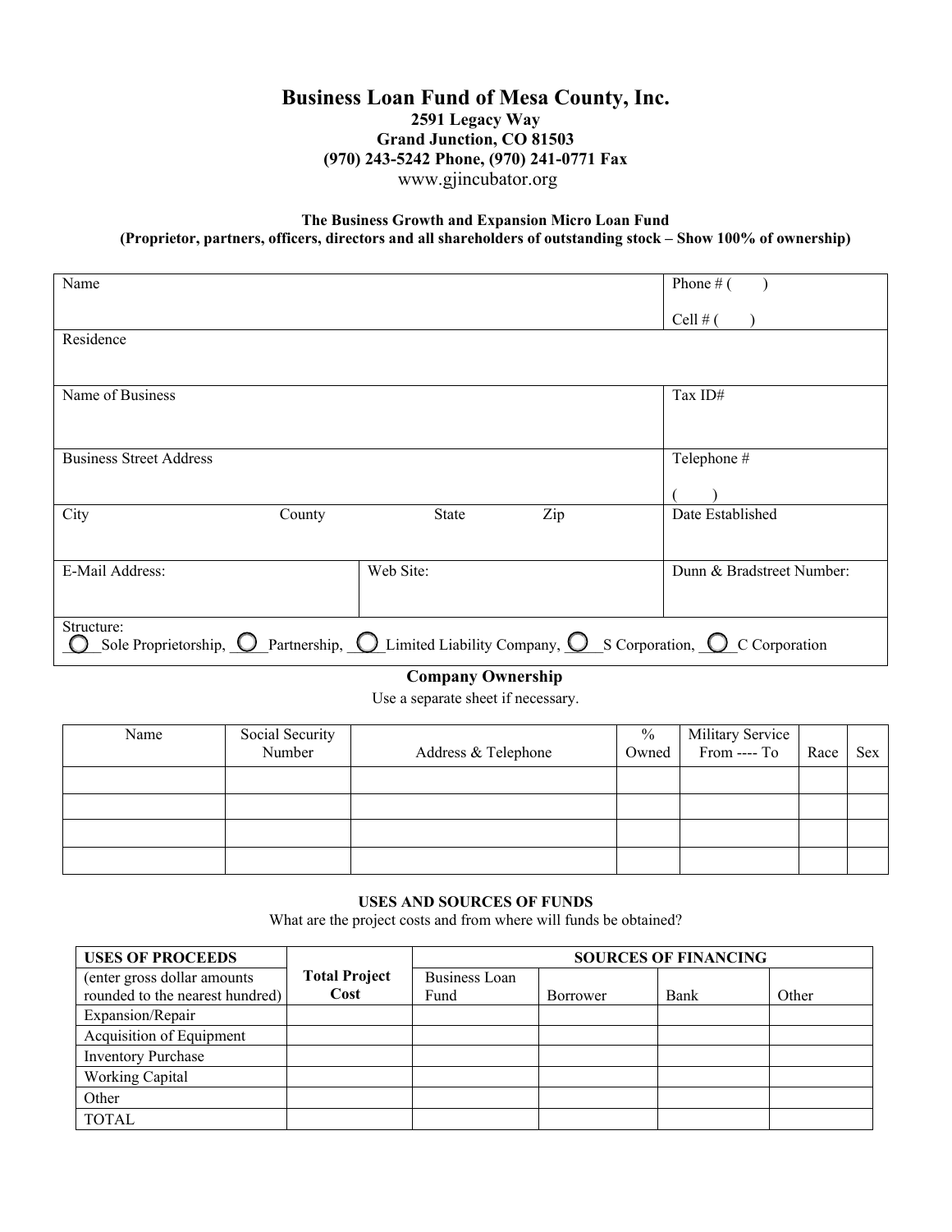# Business Loan Fund of Mesa County, Inc.

**2591 Legacy Way**
**Grand Junction, CO 81503**
**(970) 243-5242 Phone, (970) 241-0771 Fax**
www.gjincubator.org

**The Business Growth and Expansion Micro Loan Fund**
**(Proprietor, partners, officers, directors and all shareholders of outstanding stock – Show 100% of ownership)**

| Name | | | | Phone # ( ) Cell # ( ) |
|---|---|---|---|---|
| Residence | | | | |
| Name of Business | | | | Tax ID# |
| Business Street Address | | | | Telephone # ( ) |
| City | County | State | Zip | Date Established |
| E-Mail Address: | Web Site: | | | Dunn & Bradstreet Number: |
| Structure: ○ Sole Proprietorship, ○ Partnership, ○ Limited Liability Company, ○ S Corporation, ○ C Corporation | | | | |

## Company Ownership

Use a separate sheet if necessary.

| Name | Social Security Number | Address & Telephone | % Owned | Military Service From ---- To | Race | Sex |
|---|---|---|---|---|---|---|
| | | | | | | |
| | | | | | | |
| | | | | | | |
| | | | | | | |

## USES AND SOURCES OF FUNDS

What are the project costs and from where will funds be obtained?

| USES OF PROCEEDS | Total Project Cost | SOURCES OF FINANCING | | | |
|---|---|---|---|---|---|
| (enter gross dollar amounts rounded to the nearest hundred) | | Business Loan Fund | Borrower | Bank | Other |
| Expansion/Repair | | | | | |
| Acquisition of Equipment | | | | | |
| Inventory Purchase | | | | | |
| Working Capital | | | | | |
| Other | | | | | |
| TOTAL | | | | | |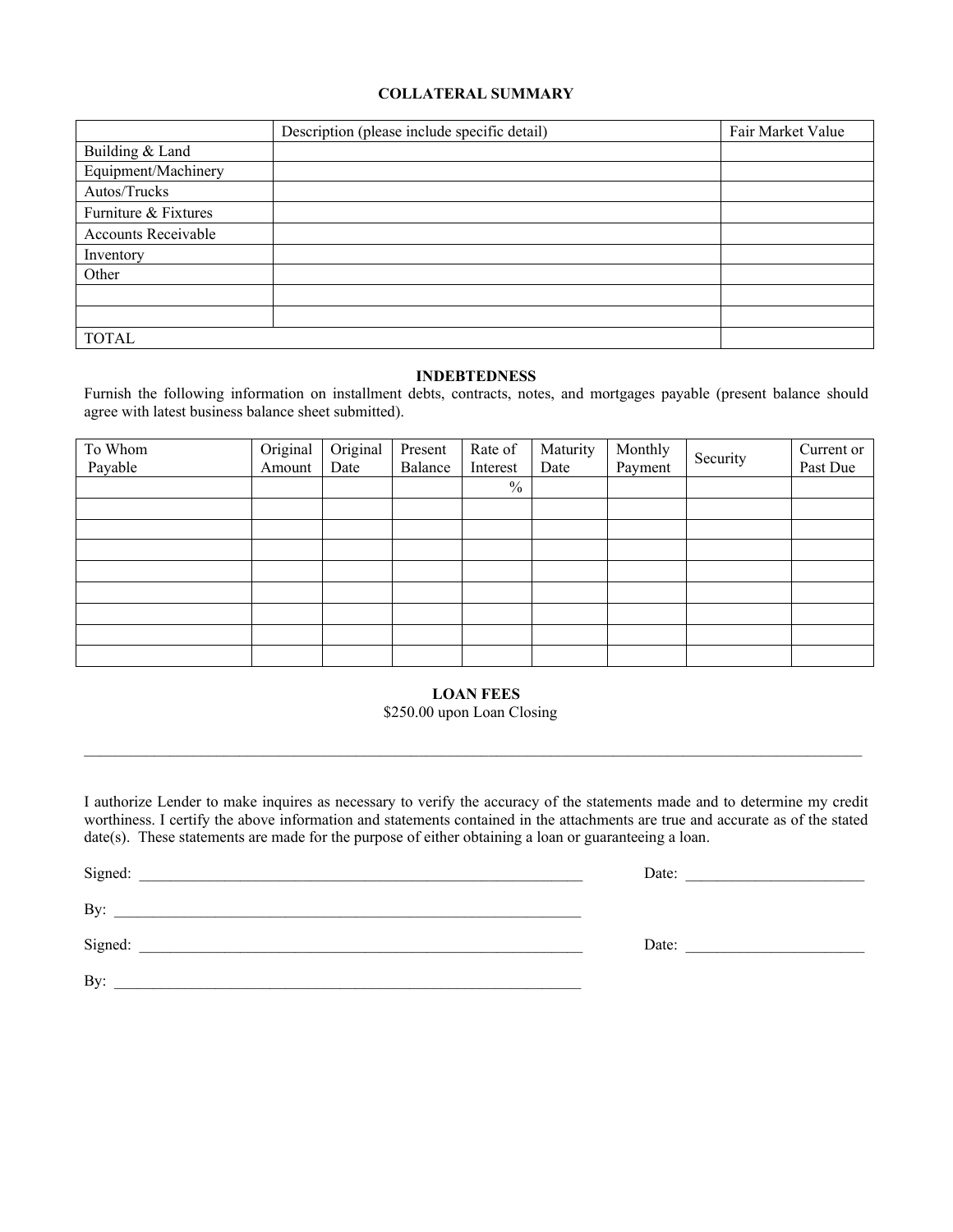## COLLATERAL SUMMARY

| | Description (please include specific detail) | Fair Market Value |
|---|---|---|
| Building & Land | | |
| Equipment/Machinery | | |
| Autos/Trucks | | |
| Furniture & Fixtures | | |
| Accounts Receivable | | |
| Inventory | | |
| Other | | |
| | | |
| | | |
| TOTAL | | |

## INDEBTEDNESS

Furnish the following information on installment debts, contracts, notes, and mortgages payable (present balance should agree with latest business balance sheet submitted).

| To Whom Payable | Original Amount | Original Date | Present Balance | Rate of Interest | Maturity Date | Monthly Payment | Security | Current or Past Due |
|---|---|---|---|---|---|---|---|---|
| | | | | % | | | | |
| | | | | | | | | |
| | | | | | | | | |
| | | | | | | | | |
| | | | | | | | | |
| | | | | | | | | |
| | | | | | | | | |
| | | | | | | | | |
| | | | | | | | | |

## LOAN FEES

$250.00 upon Loan Closing

---

I authorize Lender to make inquires as necessary to verify the accuracy of the statements made and to determine my credit worthiness. I certify the above information and statements contained in the attachments are true and accurate as of the stated date(s). These statements are made for the purpose of either obtaining a loan or guaranteeing a loan.

Signed: ____________________________________________ Date: ____________________

By: ____________________________________________

Signed: ____________________________________________ Date: ____________________

By: ____________________________________________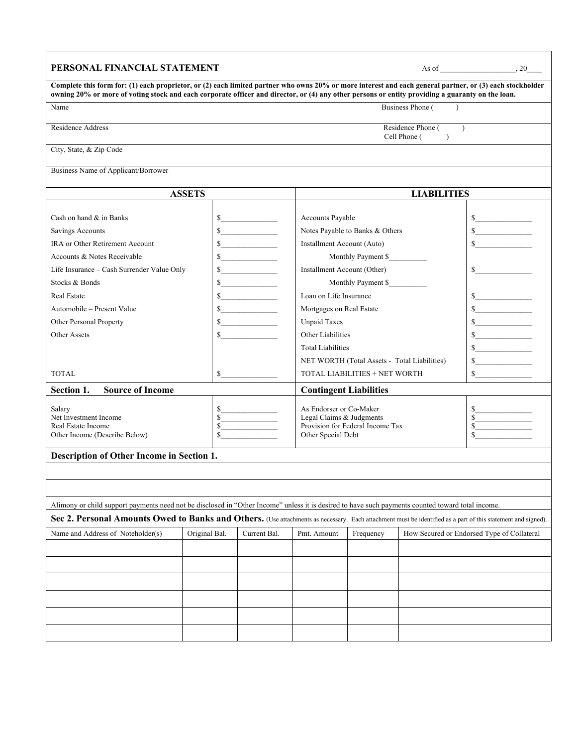## PERSONAL FINANCIAL STATEMENT

As of ____________________, 20____

**Complete this form for: (1) each proprietor, or (2) each limited partner who owns 20% or more interest and each general partner, or (3) each stockholder owning 20% or more of voting stock and each corporate officer and director, or (4) any other persons or entity providing a guaranty on the loan.**

| | |
|---|---|
| Name | Business Phone (          ) |
| Residence Address | Residence Phone (          )<br>Cell Phone (          ) |
| City, State, & Zip Code | |
| Business Name of Applicant/Borrower | |

| ASSETS | | LIABILITIES | |
|---|---|---|---|
| Cash on hand & in Banks | $______________ | Accounts Payable | $______________ |
| Savings Accounts | $______________ | Notes Payable to Banks & Others | $______________ |
| IRA or Other Retirement Account | $______________ | Installment Account (Auto) | $______________ |
| Accounts & Notes Receivable | $______________ | Monthly Payment $__________ | |
| Life Insurance – Cash Surrender Value Only | $______________ | Installment Account (Other) | $______________ |
| Stocks & Bonds | $______________ | Monthly Payment $__________ | |
| Real Estate | $______________ | Loan on Life Insurance | $______________ |
| Automobile – Present Value | $______________ | Mortgages on Real Estate | $______________ |
| Other Personal Property | $______________ | Unpaid Taxes | $______________ |
| Other Assets | $______________ | Other Liabilities | $______________ |
| | | Total Liabilities | $______________ |
| | | NET WORTH (Total Assets - Total Liabilities) | $______________ |
| TOTAL | $______________ | TOTAL LIABILITIES + NET WORTH | $______________ |

| **Section 1. Source of Income** | | **Contingent Liabilities** | |
|---|---|---|---|
| Salary | $______________ | As Endorser or Co-Maker | $______________ |
| Net Investment Income | $______________ | Legal Claims & Judgments | $______________ |
| Real Estate Income | $______________ | Provision for Federal Income Tax | $______________ |
| Other Income (Describe Below) | $______________ | Other Special Debt | $______________ |

### Description of Other Income in Section 1.

Alimony or child support payments need not be disclosed in "Other Income" unless it is desired to have such payments counted toward total income.

### Sec 2. Personal Amounts Owed to Banks and Others. (Use attachments as necessary. Each attachment must be identified as a part of this statement and signed).

| Name and Address of Noteholder(s) | Original Bal. | Current Bal. | Pmt. Amount | Frequency | How Secured or Endorsed Type of Collateral |
|---|---|---|---|---|---|
| | | | | | |
| | | | | | |
| | | | | | |
| | | | | | |
| | | | | | |
| | | | | | |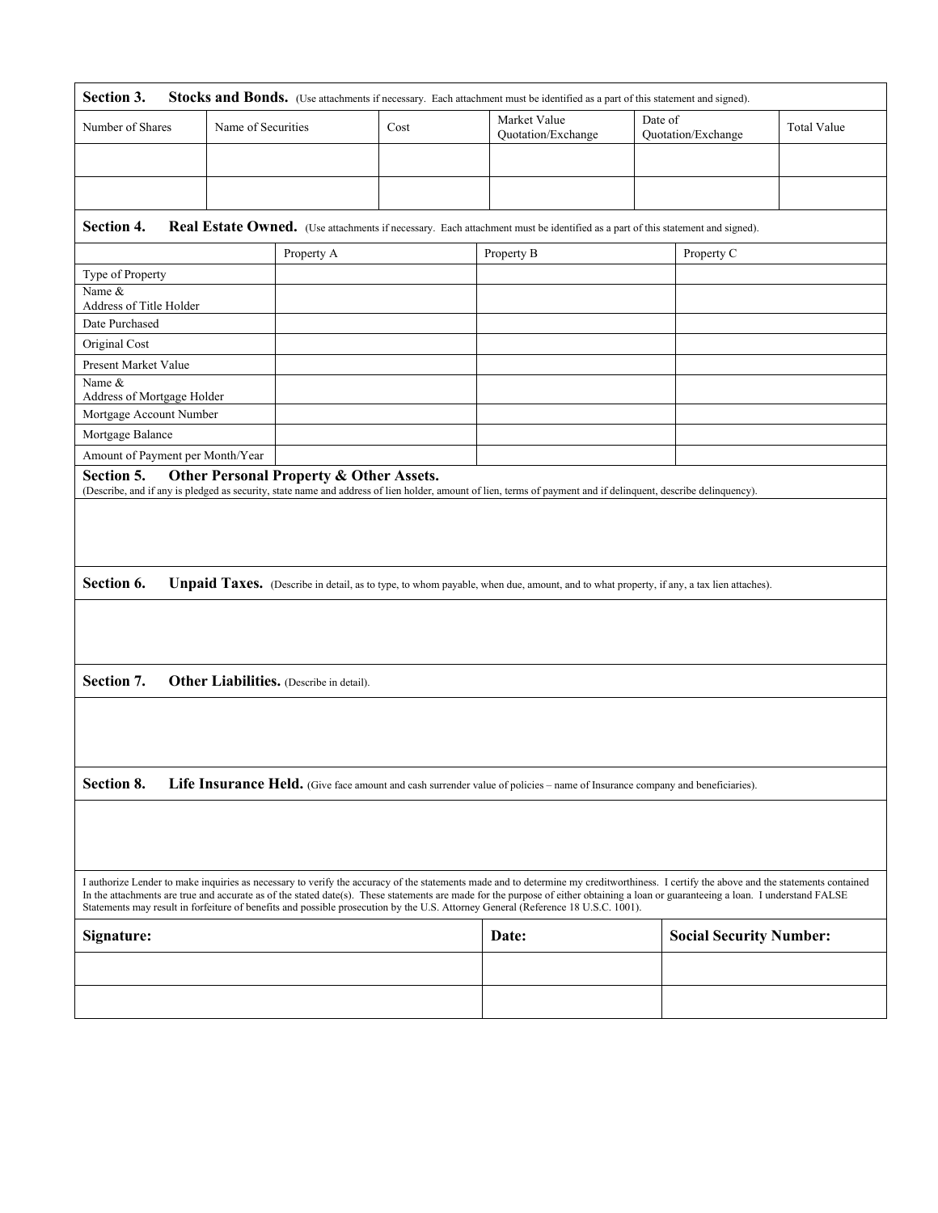**Section 3. Stocks and Bonds.** (Use attachments if necessary. Each attachment must be identified as a part of this statement and signed).

| Number of Shares | Name of Securities | Cost | Market Value Quotation/Exchange | Date of Quotation/Exchange | Total Value |
|---|---|---|---|---|---|
| | | | | | |
| | | | | | |

**Section 4. Real Estate Owned.** (Use attachments if necessary. Each attachment must be identified as a part of this statement and signed).

| | Property A | Property B | Property C |
|---|---|---|---|
| Type of Property | | | |
| Name & Address of Title Holder | | | |
| Date Purchased | | | |
| Original Cost | | | |
| Present Market Value | | | |
| Name & Address of Mortgage Holder | | | |
| Mortgage Account Number | | | |
| Mortgage Balance | | | |
| Amount of Payment per Month/Year | | | |

**Section 5. Other Personal Property & Other Assets.**
(Describe, and if any is pledged as security, state name and address of lien holder, amount of lien, terms of payment and if delinquent, describe delinquency).

**Section 6. Unpaid Taxes.** (Describe in detail, as to type, to whom payable, when due, amount, and to what property, if any, a tax lien attaches).

**Section 7. Other Liabilities.** (Describe in detail).

**Section 8. Life Insurance Held.** (Give face amount and cash surrender value of policies – name of Insurance company and beneficiaries).

I authorize Lender to make inquiries as necessary to verify the accuracy of the statements made and to determine my creditworthiness. I certify the above and the statements contained In the attachments are true and accurate as of the stated date(s). These statements are made for the purpose of either obtaining a loan or guaranteeing a loan. I understand FALSE Statements may result in forfeiture of benefits and possible prosecution by the U.S. Attorney General (Reference 18 U.S.C. 1001).

| **Signature:** | **Date:** | **Social Security Number:** |
|---|---|---|
| | | |
| | | |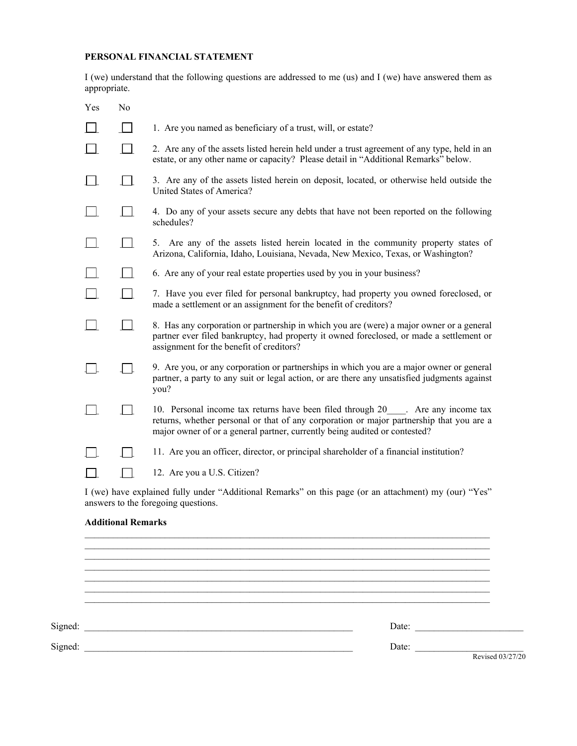**PERSONAL FINANCIAL STATEMENT**

I (we) understand that the following questions are addressed to me (us) and I (we) have answered them as appropriate.

| Yes | No | |
|---|---|---|
| ☐ | ☐ | 1. Are you named as beneficiary of a trust, will, or estate? |
| ☐ | ☐ | 2. Are any of the assets listed herein held under a trust agreement of any type, held in an estate, or any other name or capacity? Please detail in "Additional Remarks" below. |
| ☐ | ☐ | 3. Are any of the assets listed herein on deposit, located, or otherwise held outside the United States of America? |
| ☐ | ☐ | 4. Do any of your assets secure any debts that have not been reported on the following schedules? |
| ☐ | ☐ | 5. Are any of the assets listed herein located in the community property states of Arizona, California, Idaho, Louisiana, Nevada, New Mexico, Texas, or Washington? |
| ☐ | ☐ | 6. Are any of your real estate properties used by you in your business? |
| ☐ | ☐ | 7. Have you ever filed for personal bankruptcy, had property you owned foreclosed, or made a settlement or an assignment for the benefit of creditors? |
| ☐ | ☐ | 8. Has any corporation or partnership in which you are (were) a major owner or a general partner ever filed bankruptcy, had property it owned foreclosed, or made a settlement or assignment for the benefit of creditors? |
| ☐ | ☐ | 9. Are you, or any corporation or partnerships in which you are a major owner or general partner, a party to any suit or legal action, or are there any unsatisfied judgments against you? |
| ☐ | ☐ | 10. Personal income tax returns have been filed through 20____. Are any income tax returns, whether personal or that of any corporation or major partnership that you are a major owner of or a general partner, currently being audited or contested? |
| ☐ | ☐ | 11. Are you an officer, director, or principal shareholder of a financial institution? |
| ☐ | ☐ | 12. Are you a U.S. Citizen? |

I (we) have explained fully under "Additional Remarks" on this page (or an attachment) my (our) "Yes" answers to the foregoing questions.

**Additional Remarks**

_______________________________________________________________________________________

_______________________________________________________________________________________

_______________________________________________________________________________________

_______________________________________________________________________________________

_______________________________________________________________________________________

_______________________________________________________________________________________

_______________________________________________________________________________________

Signed: ______________________________________________________ Date: _______________________

Signed: ______________________________________________________ Date: _______________________

Revised 03/27/20